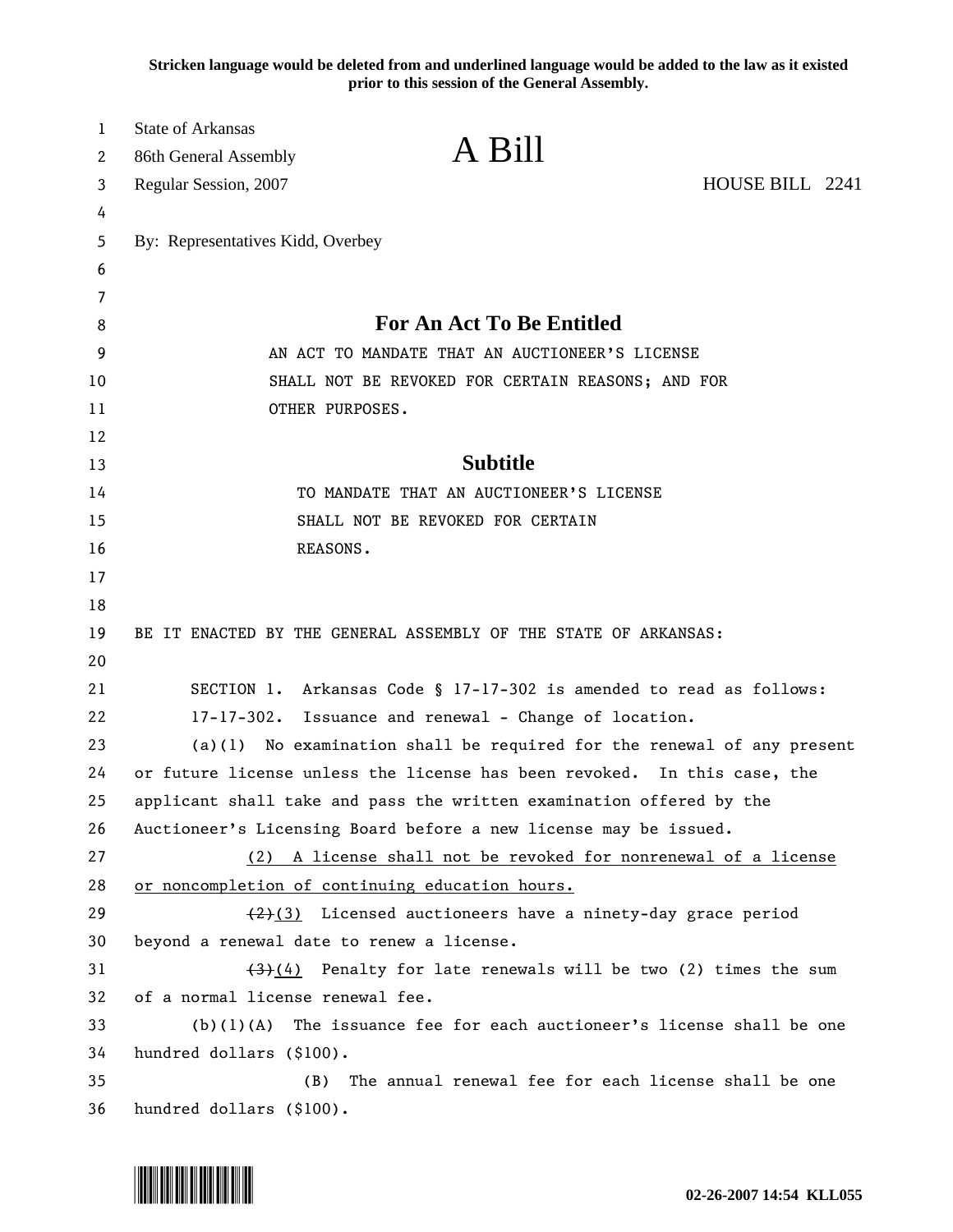**Stricken language would be deleted from and underlined language would be added to the law as it existed prior to this session of the General Assembly.**

State of Arkansas
86th General Assembly
Regular Session, 2007

# A Bill

HOUSE BILL 2241

By: Representatives Kidd, Overbey

## For An Act To Be Entitled

AN ACT TO MANDATE THAT AN AUCTIONEER'S LICENSE SHALL NOT BE REVOKED FOR CERTAIN REASONS; AND FOR OTHER PURPOSES.

## Subtitle

TO MANDATE THAT AN AUCTIONEER'S LICENSE SHALL NOT BE REVOKED FOR CERTAIN REASONS.

BE IT ENACTED BY THE GENERAL ASSEMBLY OF THE STATE OF ARKANSAS:

SECTION 1. Arkansas Code § 17-17-302 is amended to read as follows:

17-17-302. Issuance and renewal - Change of location.

(a)(1) No examination shall be required for the renewal of any present or future license unless the license has been revoked. In this case, the applicant shall take and pass the written examination offered by the Auctioneer's Licensing Board before a new license may be issued.

<u>(2) A license shall not be revoked for nonrenewal of a license or noncompletion of continuing education hours.</u>

~~(2)~~<u>(3)</u> Licensed auctioneers have a ninety-day grace period beyond a renewal date to renew a license.

~~(3)~~<u>(4)</u> Penalty for late renewals will be two (2) times the sum of a normal license renewal fee.

(b)(1)(A) The issuance fee for each auctioneer's license shall be one hundred dollars ($100).

(B) The annual renewal fee for each license shall be one hundred dollars ($100).

02-26-2007 14:54 KLL055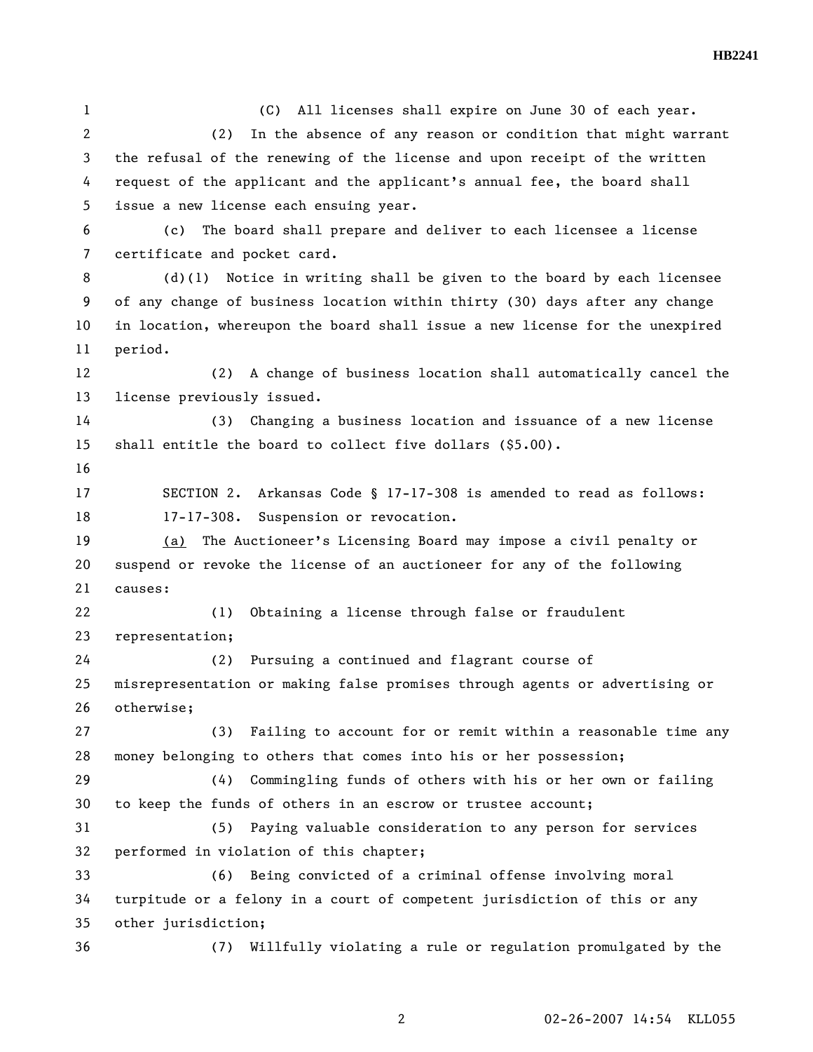(C) All licenses shall expire on June 30 of each year.

(2) In the absence of any reason or condition that might warrant the refusal of the renewing of the license and upon receipt of the written request of the applicant and the applicant's annual fee, the board shall issue a new license each ensuing year.

(c) The board shall prepare and deliver to each licensee a license certificate and pocket card.

(d)(1) Notice in writing shall be given to the board by each licensee of any change of business location within thirty (30) days after any change in location, whereupon the board shall issue a new license for the unexpired period.

(2) A change of business location shall automatically cancel the license previously issued.

(3) Changing a business location and issuance of a new license shall entitle the board to collect five dollars ($5.00).

SECTION 2. Arkansas Code § 17-17-308 is amended to read as follows:

17-17-308. Suspension or revocation.

(a) The Auctioneer's Licensing Board may impose a civil penalty or suspend or revoke the license of an auctioneer for any of the following causes:

(1) Obtaining a license through false or fraudulent representation;

(2) Pursuing a continued and flagrant course of misrepresentation or making false promises through agents or advertising or otherwise;

(3) Failing to account for or remit within a reasonable time any money belonging to others that comes into his or her possession;

(4) Commingling funds of others with his or her own or failing to keep the funds of others in an escrow or trustee account;

(5) Paying valuable consideration to any person for services performed in violation of this chapter;

(6) Being convicted of a criminal offense involving moral turpitude or a felony in a court of competent jurisdiction of this or any other jurisdiction;

(7) Willfully violating a rule or regulation promulgated by the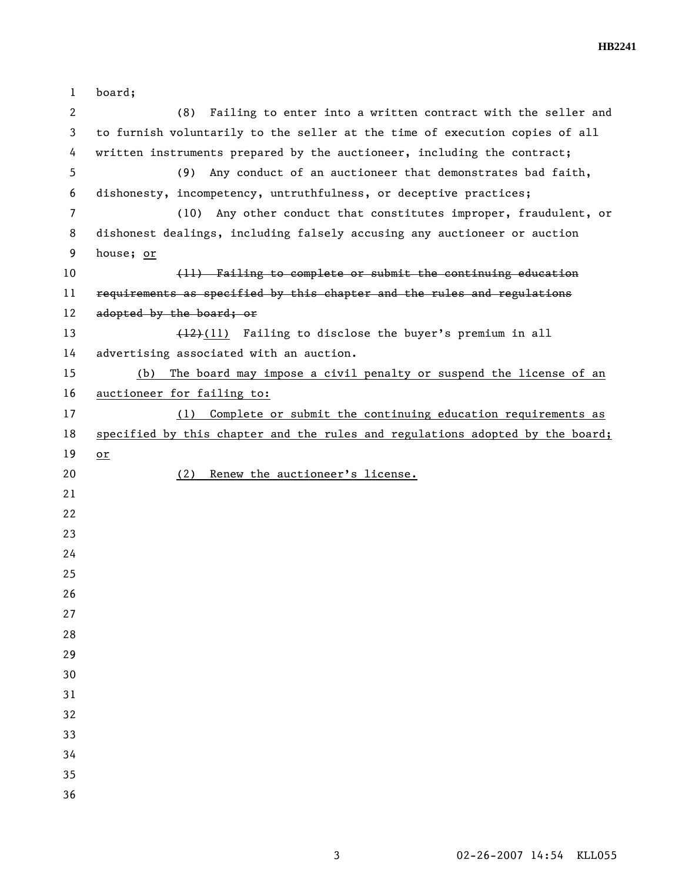board;

(8) Failing to enter into a written contract with the seller and to furnish voluntarily to the seller at the time of execution copies of all written instruments prepared by the auctioneer, including the contract;

(9) Any conduct of an auctioneer that demonstrates bad faith, dishonesty, incompetency, untruthfulness, or deceptive practices;

(10) Any other conduct that constitutes improper, fraudulent, or dishonest dealings, including falsely accusing any auctioneer or auction house; <u>or</u>

~~(11) Failing to complete or submit the continuing education requirements as specified by this chapter and the rules and regulations adopted by the board; or~~

~~(12)~~(11) Failing to disclose the buyer's premium in all advertising associated with an auction.

<u>(b) The board may impose a civil penalty or suspend the license of an auctioneer for failing to:</u>

<u>(1) Complete or submit the continuing education requirements as specified by this chapter and the rules and regulations adopted by the board; or</u>

<u>(2) Renew the auctioneer's license.</u>